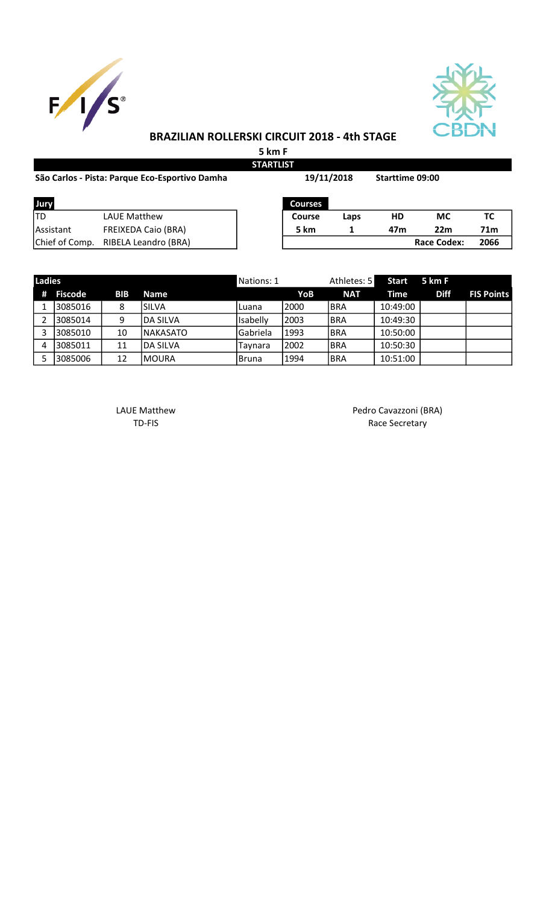# BRAZILIAN ROLLERSKI CIRCUIT 2018 - 4th STAGE

**5 km F**

**STARTLIST**

**São Carlos - Pista: Parque Eco-Esportivo Damha** | **19/11/2018** | **Starttime 09:00**

| Jury | |
|---|---|
| TD | LAUE Matthew |
| Assistant | FREIXEDA Caio (BRA) |
| Chief of Comp. | RIBELA Leandro (BRA) |

| Courses | | | | |
|---|---|---|---|---|
| **Course** | **Laps** | **HD** | **MC** | **TC** |
| **5 km** | **1** | **47m** | **22m** | **71m** |
| | | | **Race Codex:** | **2066** |

| Ladies | | | | Nations: 1 | | Athletes: 5 | Start | 5 km F | |
|---|---|---|---|---|---|---|---|---|---|
| **#** | **Fiscode** | **BIB** | **Name** | | **YoB** | **NAT** | **Time** | **Diff** | **FIS Points** |
| 1 | 3085016 | 8 | SILVA | Luana | 2000 | BRA | 10:49:00 | | |
| 2 | 3085014 | 9 | DA SILVA | Isabelly | 2003 | BRA | 10:49:30 | | |
| 3 | 3085010 | 10 | NAKASATO | Gabriela | 1993 | BRA | 10:50:00 | | |
| 4 | 3085011 | 11 | DA SILVA | Taynara | 2002 | BRA | 10:50:30 | | |
| 5 | 3085006 | 12 | MOURA | Bruna | 1994 | BRA | 10:51:00 | | |

LAUE Matthew
TD-FIS

Pedro Cavazzoni (BRA)
Race Secretary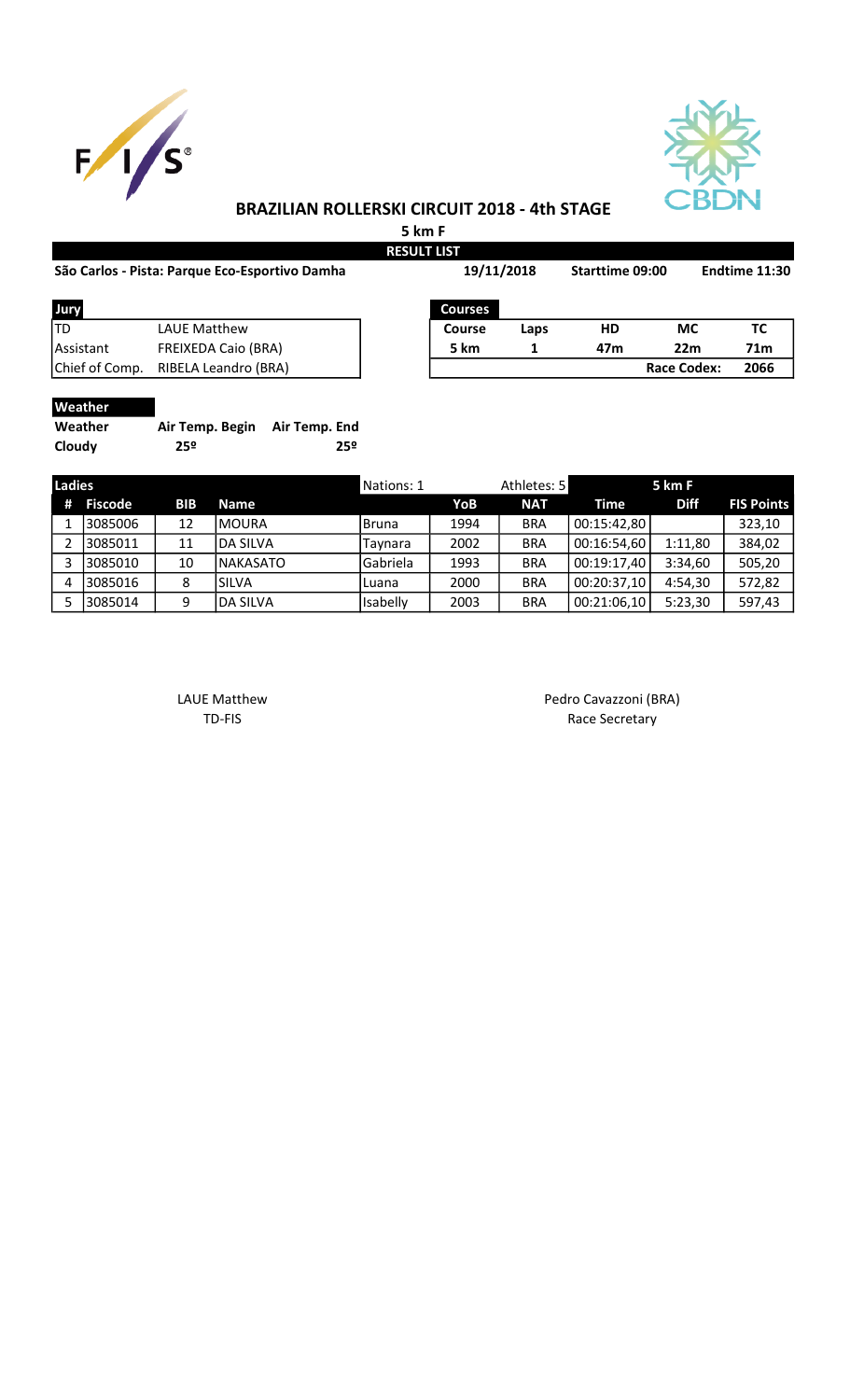## BRAZILIAN ROLLERSKI CIRCUIT 2018 - 4th STAGE

**5 km F**

**RESULT LIST**

**São Carlos - Pista: Parque Eco-Esportivo Damha** | **19/11/2018** | **Starttime 09:00** | **Endtime 11:30**

| Jury | |
|---|---|
| TD | LAUE Matthew |
| Assistant | FREIXEDA Caio (BRA) |
| Chief of Comp. | RIBELA Leandro (BRA) |

| Courses | | | | |
|---|---|---|---|---|
| Course | Laps | HD | MC | TC |
| 5 km | 1 | 47m | 22m | 71m |
| | | | Race Codex: | 2066 |

**Weather**

| Weather | Air Temp. Begin | Air Temp. End |
|---|---|---|
| Cloudy | 25º | 25º |

**Ladies** — Nations: 1 — Athletes: 5 — 5 km F

| # | Fiscode | BIB | Name | | YoB | NAT | Time | Diff | FIS Points |
|---|---|---|---|---|---|---|---|---|---|
| 1 | 3085006 | 12 | MOURA | Bruna | 1994 | BRA | 00:15:42,80 | | 323,10 |
| 2 | 3085011 | 11 | DA SILVA | Taynara | 2002 | BRA | 00:16:54,60 | 1:11,80 | 384,02 |
| 3 | 3085010 | 10 | NAKASATO | Gabriela | 1993 | BRA | 00:19:17,40 | 3:34,60 | 505,20 |
| 4 | 3085016 | 8 | SILVA | Luana | 2000 | BRA | 00:20:37,10 | 4:54,30 | 572,82 |
| 5 | 3085014 | 9 | DA SILVA | Isabelly | 2003 | BRA | 00:21:06,10 | 5:23,30 | 597,43 |

LAUE Matthew
TD-FIS

Pedro Cavazzoni (BRA)
Race Secretary